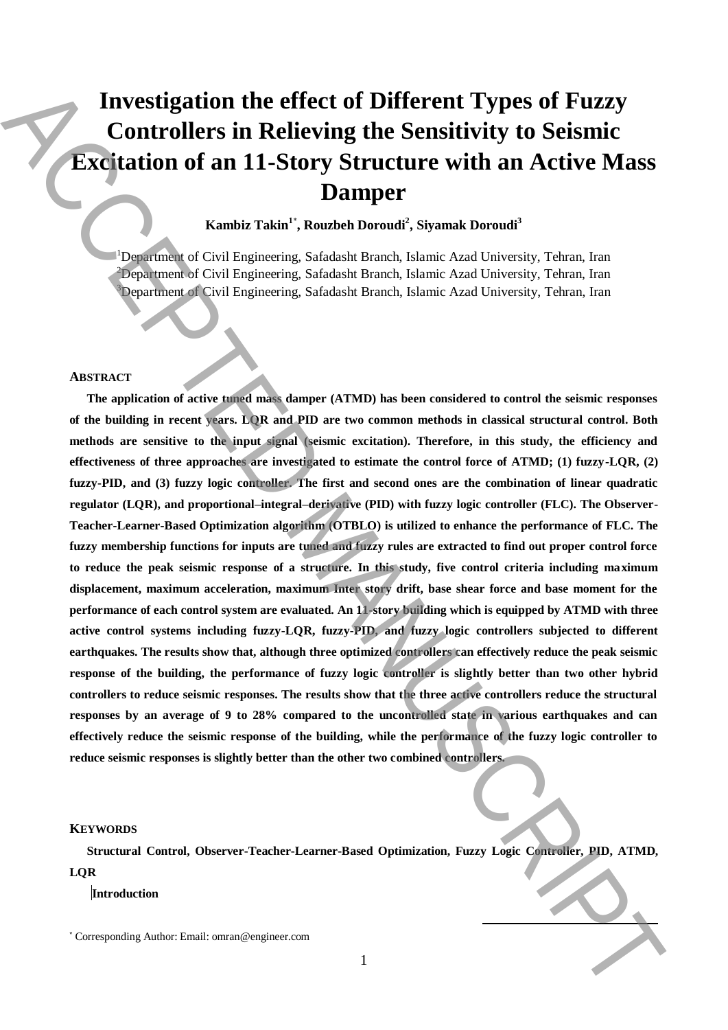# Investigation the effect of Different Types of Fuzzy Controllers in Relieving the Sensitivity to Seismic Excitation of an 11-Story Structure with an Active Mass Damper

**Kambiz Takin[1*], Rouzbeh Doroudi[2], Siyamak Doroudi[3]**

[1]Department of Civil Engineering, Safadasht Branch, Islamic Azad University, Tehran, Iran
[2]Department of Civil Engineering, Safadasht Branch, Islamic Azad University, Tehran, Iran
[3]Department of Civil Engineering, Safadasht Branch, Islamic Azad University, Tehran, Iran

## ABSTRACT

**The application of active tuned mass damper (ATMD) has been considered to control the seismic responses of the building in recent years. LQR and PID are two common methods in classical structural control. Both methods are sensitive to the input signal (seismic excitation). Therefore, in this study, the efficiency and effectiveness of three approaches are investigated to estimate the control force of ATMD; (1) fuzzy-LQR, (2) fuzzy-PID, and (3) fuzzy logic controller. The first and second ones are the combination of linear quadratic regulator (LQR), and proportional–integral–derivative (PID) with fuzzy logic controller (FLC). The Observer-Teacher-Learner-Based Optimization algorithm (OTBLO) is utilized to enhance the performance of FLC. The fuzzy membership functions for inputs are tuned and fuzzy rules are extracted to find out proper control force to reduce the peak seismic response of a structure. In this study, five control criteria including maximum displacement, maximum acceleration, maximum Inter story drift, base shear force and base moment for the performance of each control system are evaluated. An 11-story building which is equipped by ATMD with three active control systems including fuzzy-LQR, fuzzy-PID, and fuzzy logic controllers subjected to different earthquakes. The results show that, although three optimized controllers can effectively reduce the peak seismic response of the building, the performance of fuzzy logic controller is slightly better than two other hybrid controllers to reduce seismic responses. The results show that the three active controllers reduce the structural responses by an average of 9 to 28% compared to the uncontrolled state in various earthquakes and can effectively reduce the seismic response of the building, while the performance of the fuzzy logic controller to reduce seismic responses is slightly better than the other two combined controllers.**

## KEYWORDS

**Structural Control, Observer-Teacher-Learner-Based Optimization, Fuzzy Logic Controller, PID, ATMD, LQR**

**Introduction**

[*] Corresponding Author: Email: omran@engineer.com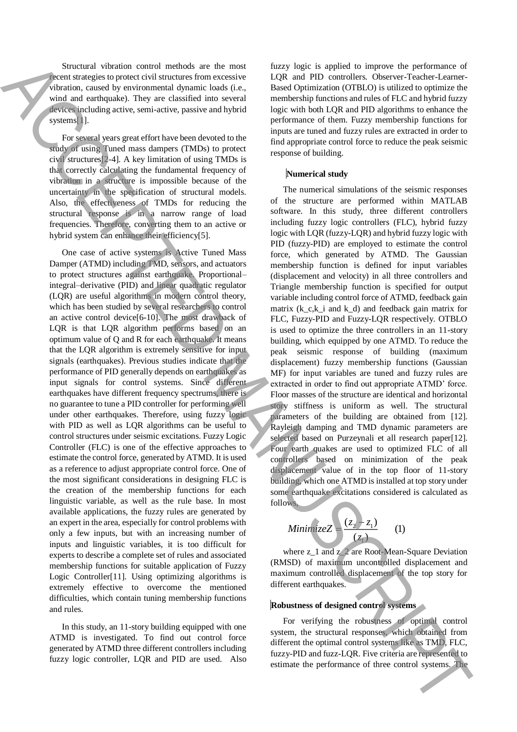Structural vibration control methods are the most recent strategies to protect civil structures from excessive vibration, caused by environmental dynamic loads (i.e., wind and earthquake). They are classified into several devices including active, semi-active, passive and hybrid systems[1].

For several years great effort have been devoted to the study of using Tuned mass dampers (TMDs) to protect civil structures[2-4]. A key limitation of using TMDs is that correctly calculating the fundamental frequency of vibration in a structure is impossible because of the uncertainty in the specification of structural models. Also, the effectiveness of TMDs for reducing the structural response is in a narrow range of load frequencies. Therefore, converting them to an active or hybrid system can enhance their efficiency[5].

One case of active systems is Active Tuned Mass Damper (ATMD) including TMD, sensors, and actuators to protect structures against earthquake. Proportional–integral–derivative (PID) and linear quadratic regulator (LQR) are useful algorithms in modern control theory, which has been studied by several researchers to control an active control device[6-10]. The most drawback of LQR is that LQR algorithm performs based on an optimum value of Q and R for each earthquake. It means that the LQR algorithm is extremely sensitive for input signals (earthquakes). Previous studies indicate that the performance of PID generally depends on earthquakes as input signals for control systems. Since different earthquakes have different frequency spectrums, there is no guarantee to tune a PID controller for performing well under other earthquakes. Therefore, using fuzzy logic with PID as well as LQR algorithms can be useful to control structures under seismic excitations. Fuzzy Logic Controller (FLC) is one of the effective approaches to estimate the control force, generated by ATMD. It is used as a reference to adjust appropriate control force. One of the most significant considerations in designing FLC is the creation of the membership functions for each linguistic variable, as well as the rule base. In most available applications, the fuzzy rules are generated by an expert in the area, especially for control problems with only a few inputs, but with an increasing number of inputs and linguistic variables, it is too difficult for experts to describe a complete set of rules and associated membership functions for suitable application of Fuzzy Logic Controller[11]. Using optimizing algorithms is extremely effective to overcome the mentioned difficulties, which contain tuning membership functions and rules.

In this study, an 11-story building equipped with one ATMD is investigated. To find out control force generated by ATMD three different controllers including fuzzy logic controller, LQR and PID are used. Also fuzzy logic is applied to improve the performance of LQR and PID controllers. Observer-Teacher-Learner-Based Optimization (OTBLO) is utilized to optimize the membership functions and rules of FLC and hybrid fuzzy logic with both LQR and PID algorithms to enhance the performance of them. Fuzzy membership functions for inputs are tuned and fuzzy rules are extracted in order to find appropriate control force to reduce the peak seismic response of building.

## Numerical study

The numerical simulations of the seismic responses of the structure are performed within MATLAB software. In this study, three different controllers including fuzzy logic controllers (FLC), hybrid fuzzy logic with LQR (fuzzy-LQR) and hybrid fuzzy logic with PID (fuzzy-PID) are employed to estimate the control force, which generated by ATMD. The Gaussian membership function is defined for input variables (displacement and velocity) in all three controllers and Triangle membership function is specified for output variable including control force of ATMD, feedback gain matrix (k_c,k_i and k_d) and feedback gain matrix for FLC, Fuzzy-PID and Fuzzy-LQR respectively. OTBLO is used to optimize the three controllers in an 11-story building, which equipped by one ATMD. To reduce the peak seismic response of building (maximum displacement) fuzzy membership functions (Gaussian MF) for input variables are tuned and fuzzy rules are extracted in order to find out appropriate ATMD' force. Floor masses of the structure are identical and horizontal story stiffness is uniform as well. The structural parameters of the building are obtained from [12]. Rayleigh damping and TMD dynamic parameters are selected based on Purzeynali et all research paper[12]. Four earth quakes are used to optimized FLC of all controllers based on minimization of the peak displacement value of in the top floor of 11-story building, which one ATMD is installed at top story under some earthquake excitations considered is calculated as follows,

$$Minimize Z = \frac{(z_2 - z_1)}{(z_1)} \qquad (1)$$

where z_1 and z_2 are Root-Mean-Square Deviation (RMSD) of maximum uncontrolled displacement and maximum controlled displacement of the top story for different earthquakes.

## Robustness of designed control systems

For verifying the robustness of optimal control system, the structural responses, which obtained from different the optimal control systems like as TMD, FLC, fuzzy-PID and fuzz-LQR. Five criteria are represented to estimate the performance of three control systems. The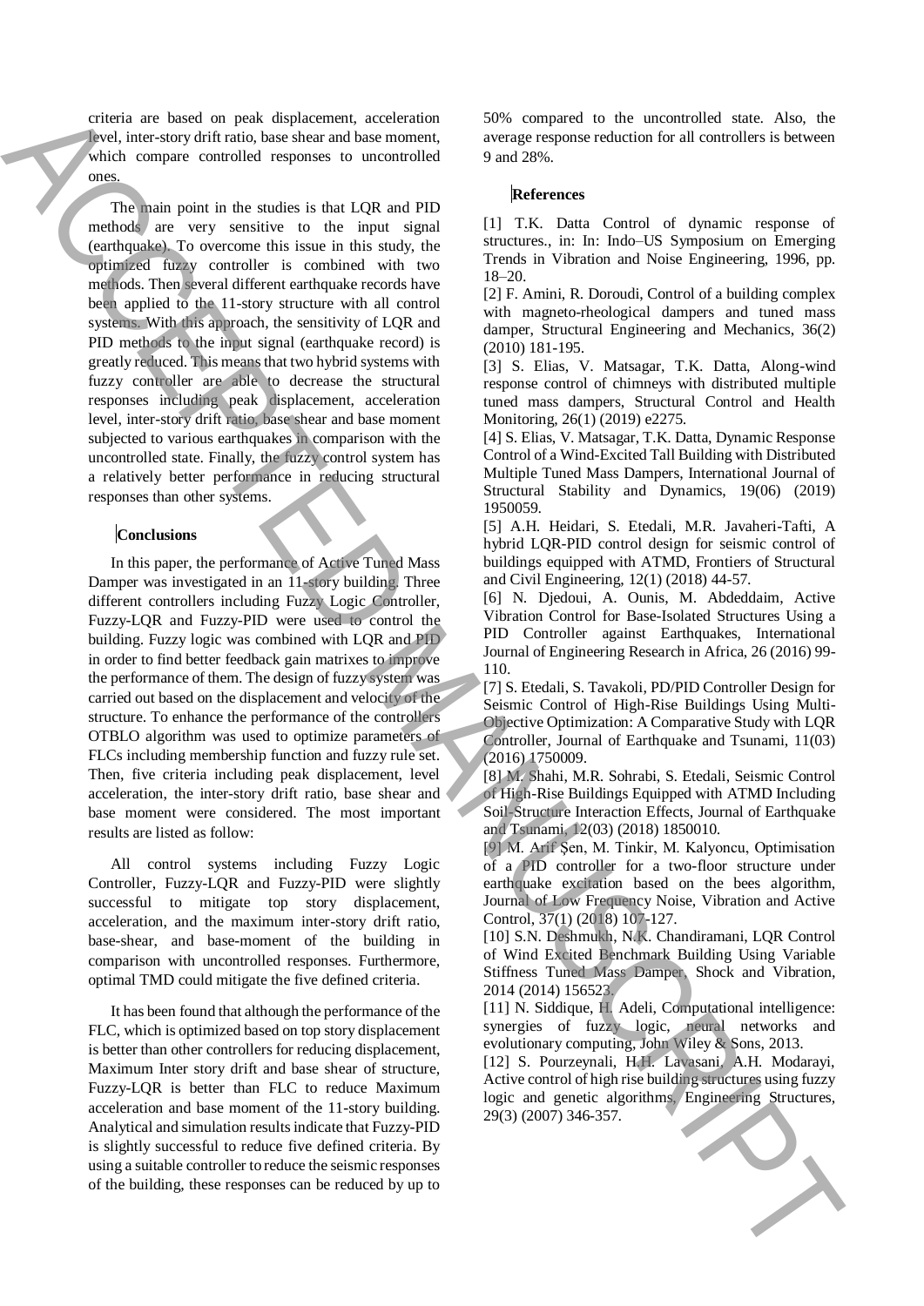criteria are based on peak displacement, acceleration level, inter-story drift ratio, base shear and base moment, which compare controlled responses to uncontrolled ones.

The main point in the studies is that LQR and PID methods are very sensitive to the input signal (earthquake). To overcome this issue in this study, the optimized fuzzy controller is combined with two methods. Then several different earthquake records have been applied to the 11-story structure with all control systems. With this approach, the sensitivity of LQR and PID methods to the input signal (earthquake record) is greatly reduced. This means that two hybrid systems with fuzzy controller are able to decrease the structural responses including peak displacement, acceleration level, inter-story drift ratio, base shear and base moment subjected to various earthquakes in comparison with the uncontrolled state. Finally, the fuzzy control system has a relatively better performance in reducing structural responses than other systems.

## Conclusions

In this paper, the performance of Active Tuned Mass Damper was investigated in an 11-story building. Three different controllers including Fuzzy Logic Controller, Fuzzy-LQR and Fuzzy-PID were used to control the building. Fuzzy logic was combined with LQR and PID in order to find better feedback gain matrixes to improve the performance of them. The design of fuzzy system was carried out based on the displacement and velocity of the structure. To enhance the performance of the controllers OTBLO algorithm was used to optimize parameters of FLCs including membership function and fuzzy rule set. Then, five criteria including peak displacement, level acceleration, the inter-story drift ratio, base shear and base moment were considered. The most important results are listed as follow:

All control systems including Fuzzy Logic Controller, Fuzzy-LQR and Fuzzy-PID were slightly successful to mitigate top story displacement, acceleration, and the maximum inter-story drift ratio, base-shear, and base-moment of the building in comparison with uncontrolled responses. Furthermore, optimal TMD could mitigate the five defined criteria.

It has been found that although the performance of the FLC, which is optimized based on top story displacement is better than other controllers for reducing displacement, Maximum Inter story drift and base shear of structure, Fuzzy-LQR is better than FLC to reduce Maximum acceleration and base moment of the 11-story building. Analytical and simulation results indicate that Fuzzy-PID is slightly successful to reduce five defined criteria. By using a suitable controller to reduce the seismic responses of the building, these responses can be reduced by up to 50% compared to the uncontrolled state. Also, the average response reduction for all controllers is between 9 and 28%.

## References

[1] T.K. Datta Control of dynamic response of structures., in: In: Indo–US Symposium on Emerging Trends in Vibration and Noise Engineering, 1996, pp. 18–20.

[2] F. Amini, R. Doroudi, Control of a building complex with magneto-rheological dampers and tuned mass damper, Structural Engineering and Mechanics, 36(2) (2010) 181-195.

[3] S. Elias, V. Matsagar, T.K. Datta, Along-wind response control of chimneys with distributed multiple tuned mass dampers, Structural Control and Health Monitoring, 26(1) (2019) e2275.

[4] S. Elias, V. Matsagar, T.K. Datta, Dynamic Response Control of a Wind-Excited Tall Building with Distributed Multiple Tuned Mass Dampers, International Journal of Structural Stability and Dynamics, 19(06) (2019) 1950059.

[5] A.H. Heidari, S. Etedali, M.R. Javaheri-Tafti, A hybrid LQR-PID control design for seismic control of buildings equipped with ATMD, Frontiers of Structural and Civil Engineering, 12(1) (2018) 44-57.

[6] N. Djedoui, A. Ounis, M. Abdeddaim, Active Vibration Control for Base-Isolated Structures Using a PID Controller against Earthquakes, International Journal of Engineering Research in Africa, 26 (2016) 99-110.

[7] S. Etedali, S. Tavakoli, PD/PID Controller Design for Seismic Control of High-Rise Buildings Using Multi-Objective Optimization: A Comparative Study with LQR Controller, Journal of Earthquake and Tsunami, 11(03) (2016) 1750009.

[8] M. Shahi, M.R. Sohrabi, S. Etedali, Seismic Control of High-Rise Buildings Equipped with ATMD Including Soil-Structure Interaction Effects, Journal of Earthquake and Tsunami, 12(03) (2018) 1850010.

[9] M. Arif Şen, M. Tinkir, M. Kalyoncu, Optimisation of a PID controller for a two-floor structure under earthquake excitation based on the bees algorithm, Journal of Low Frequency Noise, Vibration and Active Control, 37(1) (2018) 107-127.

[10] S.N. Deshmukh, N.K. Chandiramani, LQR Control of Wind Excited Benchmark Building Using Variable Stiffness Tuned Mass Damper, Shock and Vibration, 2014 (2014) 156523.

[11] N. Siddique, H. Adeli, Computational intelligence: synergies of fuzzy logic, neural networks and evolutionary computing, John Wiley & Sons, 2013.

[12] S. Pourzeynali, H.H. Lavasani, A.H. Modarayi, Active control of high rise building structures using fuzzy logic and genetic algorithms, Engineering Structures, 29(3) (2007) 346-357.